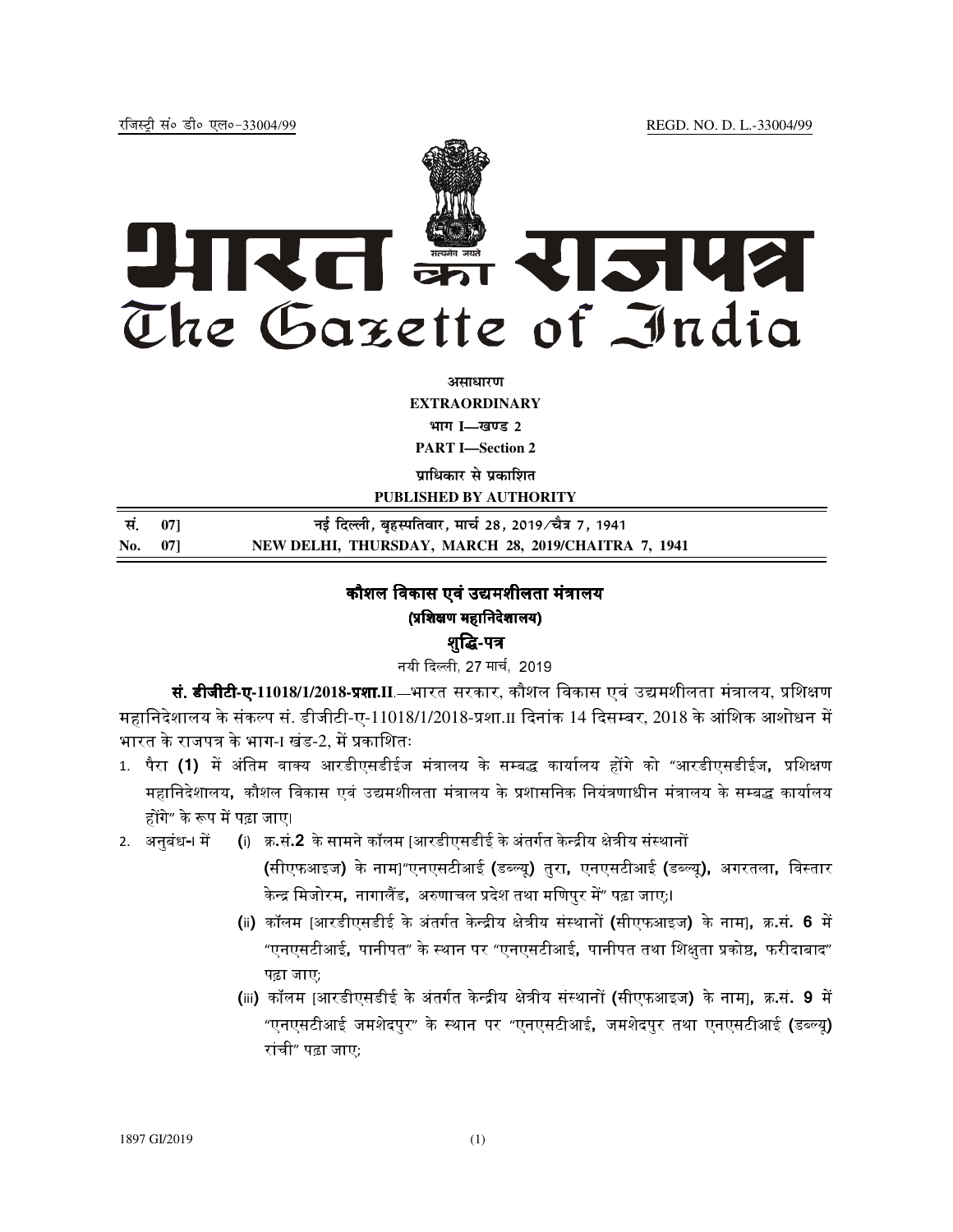रजिस्ट्री सं० डी० एल०-33004/99 REGD. NO. D. L.-33004/99

# भारत का राजपत्र
# The Gazette of India

**असाधारण**

**EXTRAORDINARY**

**भाग I—खण्ड 2**

**PART I—Section 2**

**प्राधिकार से प्रकाशित**

**PUBLISHED BY AUTHORITY**

| | |
|---|---|
| **सं. 07]** | **नई दिल्ली, बृहस्पतिवार, मार्च 28, 2019/चैत्र 7, 1941** |
| **No. 07]** | **NEW DELHI, THURSDAY, MARCH 28, 2019/CHAITRA 7, 1941** |

## कौशल विकास एवं उद्यमशीलता मंत्रालय

### (प्रशिक्षण महानिदेशालय)

### शुद्धि-पत्र

नयी दिल्ली, 27 मार्च, 2019

**सं. डीजीटी-ए-11018/1/2018-प्रशा.II.**—भारत सरकार, कौशल विकास एवं उद्यमशीलता मंत्रालय, प्रशिक्षण महानिदेशालय के संकल्प सं. डीजीटी-ए-11018/1/2018-प्रशा.II दिनांक 14 दिसम्बर, 2018 के आंशिक आशोधन में भारत के राजपत्र के भाग-I खंड-2, में प्रकाशितः

1. पैरा **(1)** में अंतिम वाक्य आरडीएसडीईज मंत्रालय के सम्बद्ध कार्यालय होंगे को "आरडीएसडीईज, प्रशिक्षण महानिदेशालय, कौशल विकास एवं उद्यमशीलता मंत्रालय के प्रशासनिक नियंत्रणाधीन मंत्रालय के सम्बद्ध कार्यालय होंगे" के रूप में पढ़ा जाए।
2. अनुबंध-I में (i) क्र.सं.**2** के सामने कॉलम [आरडीएसडीई के अंतर्गत केन्द्रीय क्षेत्रीय संस्थानों (सीएफआइज) के नाम]"एनएसटीआई (डब्ल्यू) तुरा, एनएसटीआई (डब्ल्यू), अगरतला, विस्तार केन्द्र मिजोरम, नागालैंड, अरुणाचल प्रदेश तथा मणिपुर में" पढ़ा जाए;।
   (ii) कॉलम [आरडीएसडीई के अंतर्गत केन्द्रीय क्षेत्रीय संस्थानों (सीएफआइज) के नाम], क्र.सं. **6** में "एनएसटीआई, पानीपत" के स्थान पर "एनएसटीआई, पानीपत तथा शिक्षुता प्रकोष्ठ, फरीदाबाद" पढ़ा जाए;
   (iii) कॉलम [आरडीएसडीई के अंतर्गत केन्द्रीय क्षेत्रीय संस्थानों (सीएफआइज) के नाम], क्र.सं. **9** में "एनएसटीआई जमशेदपुर" के स्थान पर "एनएसटीआई, जमशेदपुर तथा एनएसटीआई (डब्ल्यू) रांची" पढ़ा जाए;

1897 GI/2019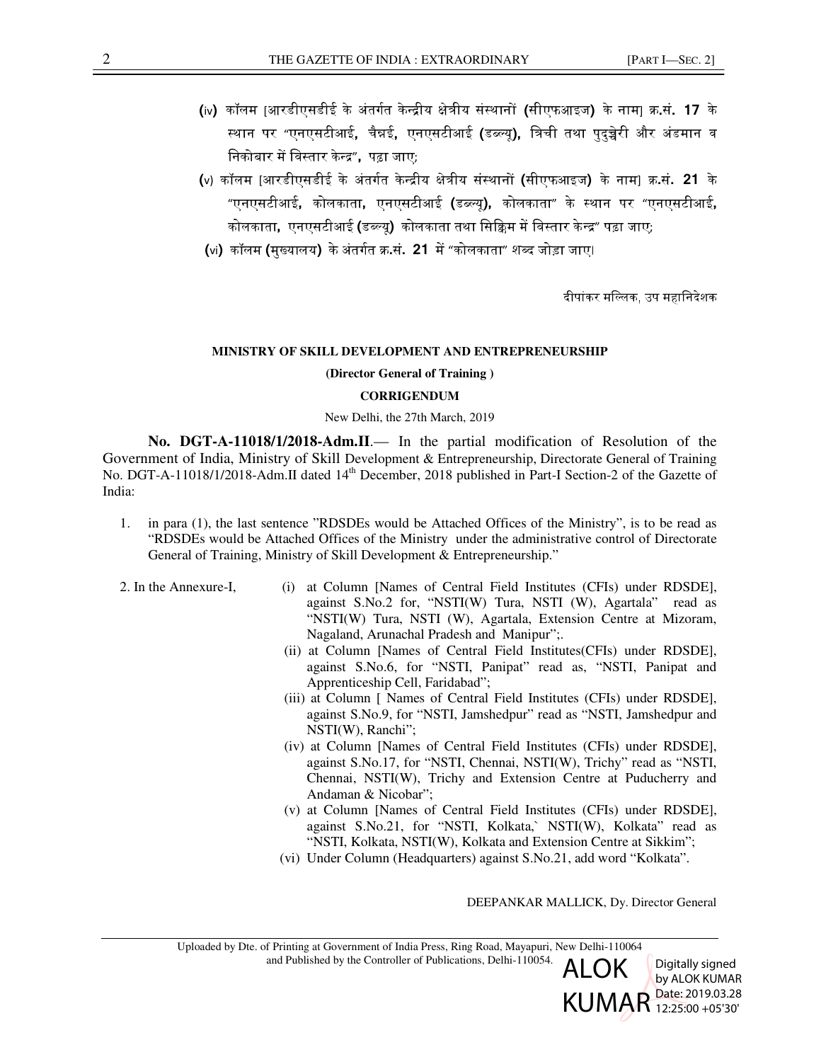(iv) कॉलम [आरडीएसडीई के अंतर्गत केन्द्रीय क्षेत्रीय संस्थानों (सीएफआइज) के नाम] क्र.सं. 17 के स्थान पर "एनएसटीआई, चैन्नई, एनएसटीआई (डब्ल्यू), त्रिची तथा पुदुच्चेरी और अंडमान व निकोबार में विस्तार केन्द्र", पढ़ा जाए;

(v) कॉलम [आरडीएसडीई के अंतर्गत केन्द्रीय क्षेत्रीय संस्थानों (सीएफआइज) के नाम] क्र.सं. 21 के "एनएसटीआई, कोलकाता, एनएसटीआई (डब्ल्यू), कोलकाता" के स्थान पर "एनएसटीआई, कोलकाता, एनएसटीआई (डब्ल्यू) कोलकाता तथा सिक्किम में विस्तार केन्द्र" पढ़ा जाए;

(vi) कॉलम (मुख्यालय) के अंतर्गत क्र.सं. 21 में "कोलकाता" शब्द जोड़ा जाए।

दीपांकर मल्लिक, उप महानिदेशक

**MINISTRY OF SKILL DEVELOPMENT AND ENTREPRENEURSHIP**

**(Director General of Training )**

**CORRIGENDUM**

New Delhi, the 27th March, 2019

**No. DGT-A-11018/1/2018-Adm.II**.— In the partial modification of Resolution of the Government of India, Ministry of Skill Development & Entrepreneurship, Directorate General of Training No. DGT-A-11018/1/2018-Adm.II dated 14th December, 2018 published in Part-I Section-2 of the Gazette of India:

1. in para (1), the last sentence "RDSDEs would be Attached Offices of the Ministry", is to be read as "RDSDEs would be Attached Offices of the Ministry under the administrative control of Directorate General of Training, Ministry of Skill Development & Entrepreneurship."

2. In the Annexure-I,
   (i) at Column [Names of Central Field Institutes (CFIs) under RDSDE], against S.No.2 for, "NSTI(W) Tura, NSTI (W), Agartala" read as "NSTI(W) Tura, NSTI (W), Agartala, Extension Centre at Mizoram, Nagaland, Arunachal Pradesh and Manipur";.
   (ii) at Column [Names of Central Field Institutes(CFIs) under RDSDE], against S.No.6, for "NSTI, Panipat" read as, "NSTI, Panipat and Apprenticeship Cell, Faridabad";
   (iii) at Column [ Names of Central Field Institutes (CFIs) under RDSDE], against S.No.9, for "NSTI, Jamshedpur" read as "NSTI, Jamshedpur and NSTI(W), Ranchi";
   (iv) at Column [Names of Central Field Institutes (CFIs) under RDSDE], against S.No.17, for "NSTI, Chennai, NSTI(W), Trichy" read as "NSTI, Chennai, NSTI(W), Trichy and Extension Centre at Puducherry and Andaman & Nicobar";
   (v) at Column [Names of Central Field Institutes (CFIs) under RDSDE], against S.No.21, for "NSTI, Kolkata,` NSTI(W), Kolkata" read as "NSTI, Kolkata, NSTI(W), Kolkata and Extension Centre at Sikkim";
   (vi) Under Column (Headquarters) against S.No.21, add word "Kolkata".

DEEPANKAR MALLICK, Dy. Director General

Uploaded by Dte. of Printing at Government of India Press, Ring Road, Mayapuri, New Delhi-110064 and Published by the Controller of Publications, Delhi-110054.

ALOK KUMAR Digitally signed by ALOK KUMAR Date: 2019.03.28 12:25:00 +05'30'